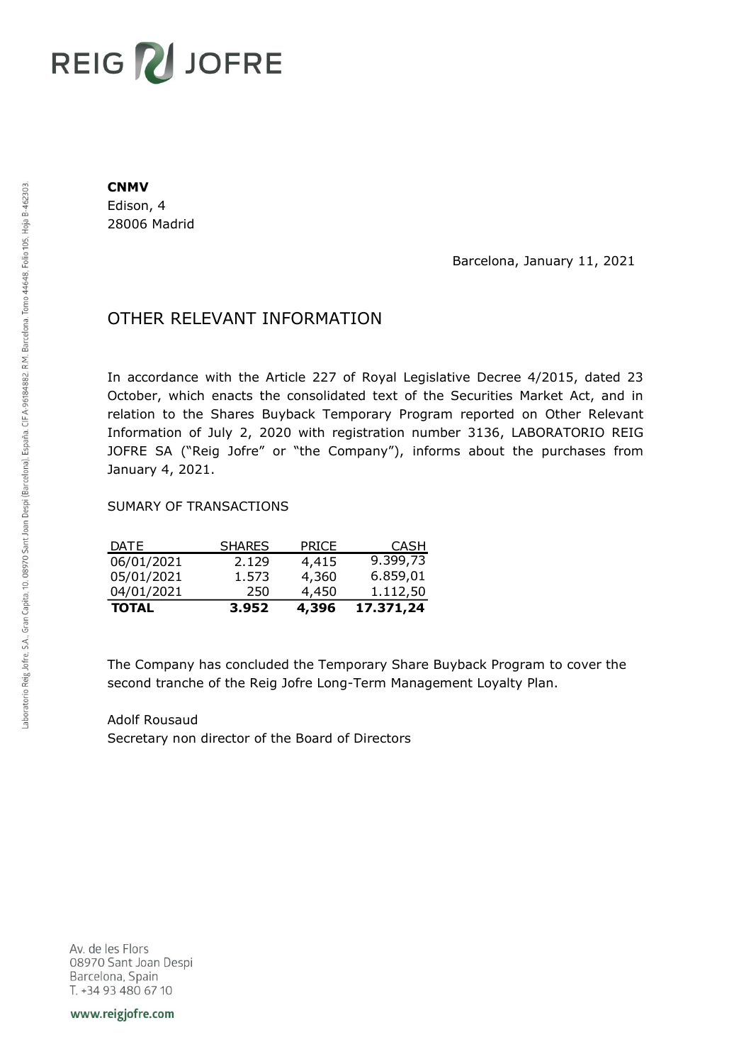REIG JOFRE

**CNMV**
Edison, 4
28006 Madrid

Barcelona, January 11, 2021

# OTHER RELEVANT INFORMATION

In accordance with the Article 227 of Royal Legislative Decree 4/2015, dated 23 October, which enacts the consolidated text of the Securities Market Act, and in relation to the Shares Buyback Temporary Program reported on Other Relevant Information of July 2, 2020 with registration number 3136, LABORATORIO REIG JOFRE SA ("Reig Jofre" or "the Company"), informs about the purchases from January 4, 2021.

SUMARY OF TRANSACTIONS

| DATE | SHARES | PRICE | CASH |
|---|---|---|---|
| 06/01/2021 | 2.129 | 4,415 | 9.399,73 |
| 05/01/2021 | 1.573 | 4,360 | 6.859,01 |
| 04/01/2021 | 250 | 4,450 | 1.112,50 |
| **TOTAL** | **3.952** | **4,396** | **17.371,24** |

The Company has concluded the Temporary Share Buyback Program to cover the second tranche of the Reig Jofre Long-Term Management Loyalty Plan.

Adolf Rousaud
Secretary non director of the Board of Directors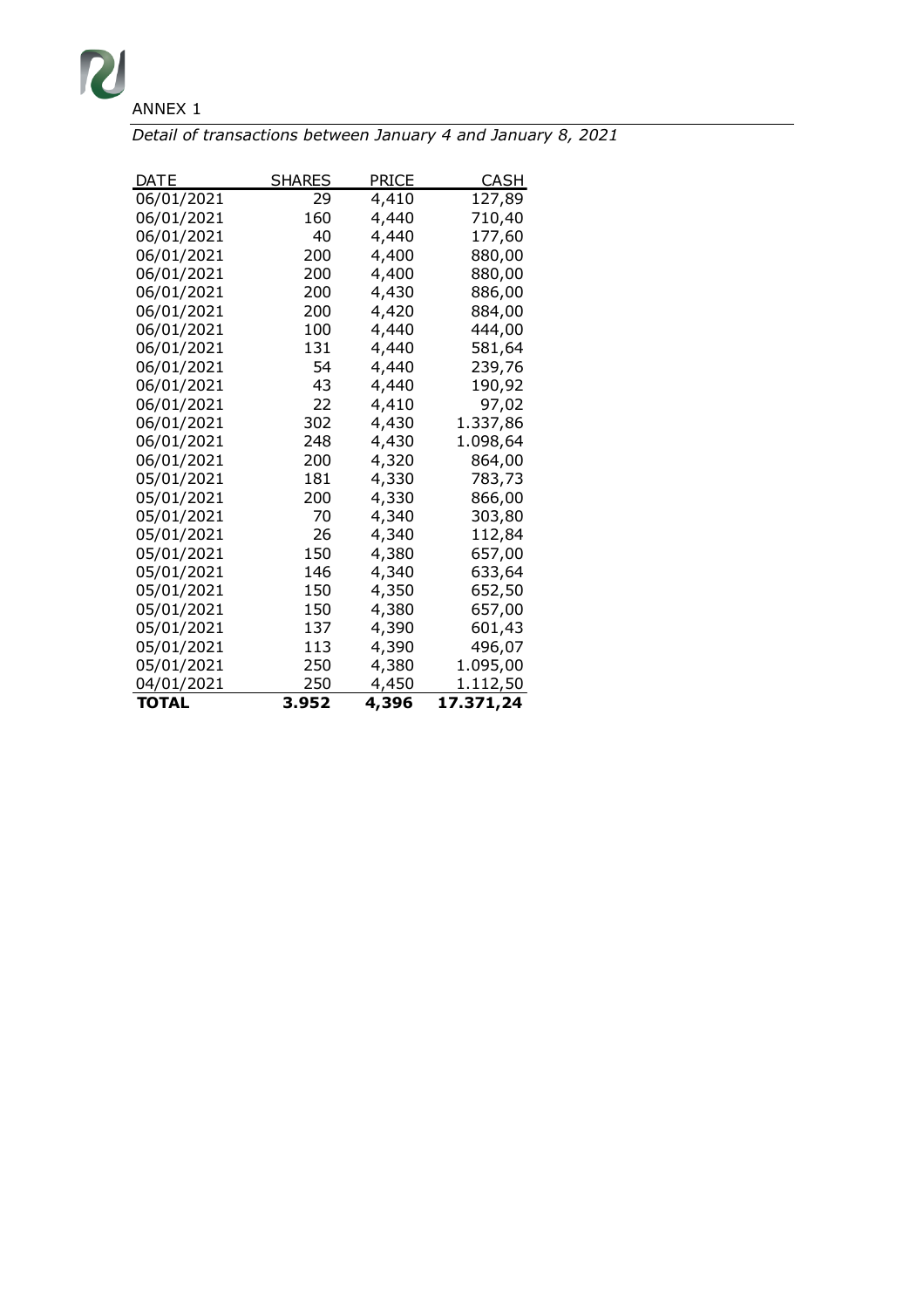ANNEX 1

*Detail of transactions between January 4 and January 8, 2021*

| DATE | SHARES | PRICE | CASH |
|---|---|---|---|
| 06/01/2021 | 29 | 4,410 | 127,89 |
| 06/01/2021 | 160 | 4,440 | 710,40 |
| 06/01/2021 | 40 | 4,440 | 177,60 |
| 06/01/2021 | 200 | 4,400 | 880,00 |
| 06/01/2021 | 200 | 4,400 | 880,00 |
| 06/01/2021 | 200 | 4,430 | 886,00 |
| 06/01/2021 | 200 | 4,420 | 884,00 |
| 06/01/2021 | 100 | 4,440 | 444,00 |
| 06/01/2021 | 131 | 4,440 | 581,64 |
| 06/01/2021 | 54 | 4,440 | 239,76 |
| 06/01/2021 | 43 | 4,440 | 190,92 |
| 06/01/2021 | 22 | 4,410 | 97,02 |
| 06/01/2021 | 302 | 4,430 | 1.337,86 |
| 06/01/2021 | 248 | 4,430 | 1.098,64 |
| 06/01/2021 | 200 | 4,320 | 864,00 |
| 05/01/2021 | 181 | 4,330 | 783,73 |
| 05/01/2021 | 200 | 4,330 | 866,00 |
| 05/01/2021 | 70 | 4,340 | 303,80 |
| 05/01/2021 | 26 | 4,340 | 112,84 |
| 05/01/2021 | 150 | 4,380 | 657,00 |
| 05/01/2021 | 146 | 4,340 | 633,64 |
| 05/01/2021 | 150 | 4,350 | 652,50 |
| 05/01/2021 | 150 | 4,380 | 657,00 |
| 05/01/2021 | 137 | 4,390 | 601,43 |
| 05/01/2021 | 113 | 4,390 | 496,07 |
| 05/01/2021 | 250 | 4,380 | 1.095,00 |
| 04/01/2021 | 250 | 4,450 | 1.112,50 |
| **TOTAL** | **3.952** | **4,396** | **17.371,24** |